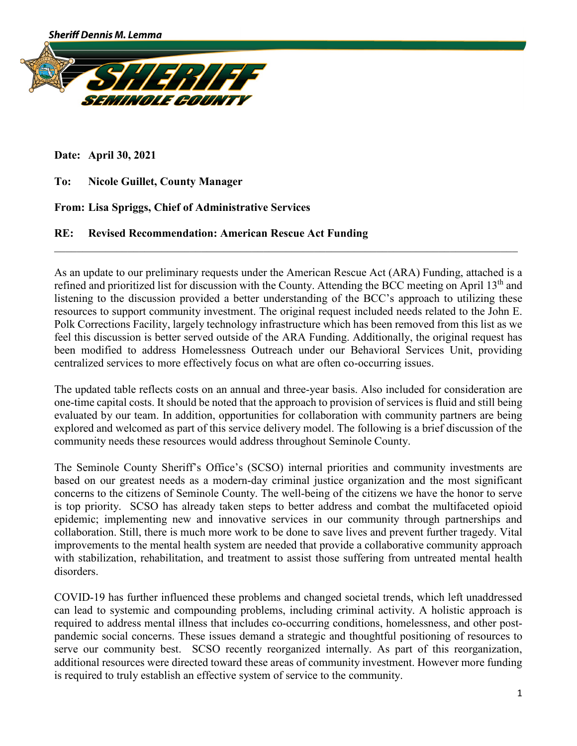Sheriff Dennis M. Lemma

SHERIFF
SEMINOLE COUNTY

**Date: April 30, 2021**

**To: Nicole Guillet, County Manager**

**From: Lisa Spriggs, Chief of Administrative Services**

**RE: Revised Recommendation: American Rescue Act Funding**

---

As an update to our preliminary requests under the American Rescue Act (ARA) Funding, attached is a refined and prioritized list for discussion with the County. Attending the BCC meeting on April 13th and listening to the discussion provided a better understanding of the BCC's approach to utilizing these resources to support community investment. The original request included needs related to the John E. Polk Corrections Facility, largely technology infrastructure which has been removed from this list as we feel this discussion is better served outside of the ARA Funding. Additionally, the original request has been modified to address Homelessness Outreach under our Behavioral Services Unit, providing centralized services to more effectively focus on what are often co-occurring issues.

The updated table reflects costs on an annual and three-year basis. Also included for consideration are one-time capital costs. It should be noted that the approach to provision of services is fluid and still being evaluated by our team. In addition, opportunities for collaboration with community partners are being explored and welcomed as part of this service delivery model. The following is a brief discussion of the community needs these resources would address throughout Seminole County.

The Seminole County Sheriff's Office's (SCSO) internal priorities and community investments are based on our greatest needs as a modern-day criminal justice organization and the most significant concerns to the citizens of Seminole County. The well-being of the citizens we have the honor to serve is top priority. SCSO has already taken steps to better address and combat the multifaceted opioid epidemic; implementing new and innovative services in our community through partnerships and collaboration. Still, there is much more work to be done to save lives and prevent further tragedy. Vital improvements to the mental health system are needed that provide a collaborative community approach with stabilization, rehabilitation, and treatment to assist those suffering from untreated mental health disorders.

COVID-19 has further influenced these problems and changed societal trends, which left unaddressed can lead to systemic and compounding problems, including criminal activity. A holistic approach is required to address mental illness that includes co-occurring conditions, homelessness, and other post-pandemic social concerns. These issues demand a strategic and thoughtful positioning of resources to serve our community best. SCSO recently reorganized internally. As part of this reorganization, additional resources were directed toward these areas of community investment. However more funding is required to truly establish an effective system of service to the community.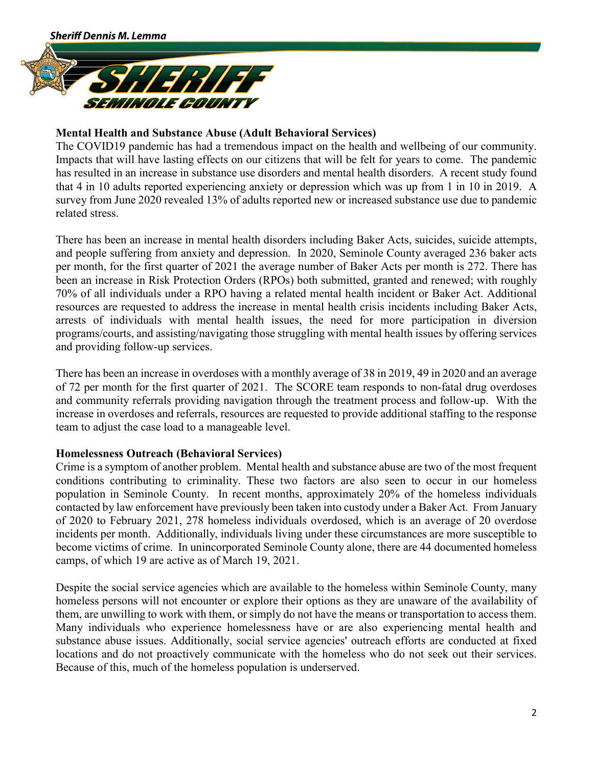**Mental Health and Substance Abuse (Adult Behavioral Services)**

The COVID19 pandemic has had a tremendous impact on the health and wellbeing of our community. Impacts that will have lasting effects on our citizens that will be felt for years to come. The pandemic has resulted in an increase in substance use disorders and mental health disorders. A recent study found that 4 in 10 adults reported experiencing anxiety or depression which was up from 1 in 10 in 2019. A survey from June 2020 revealed 13% of adults reported new or increased substance use due to pandemic related stress.

There has been an increase in mental health disorders including Baker Acts, suicides, suicide attempts, and people suffering from anxiety and depression. In 2020, Seminole County averaged 236 baker acts per month, for the first quarter of 2021 the average number of Baker Acts per month is 272. There has been an increase in Risk Protection Orders (RPOs) both submitted, granted and renewed; with roughly 70% of all individuals under a RPO having a related mental health incident or Baker Act. Additional resources are requested to address the increase in mental health crisis incidents including Baker Acts, arrests of individuals with mental health issues, the need for more participation in diversion programs/courts, and assisting/navigating those struggling with mental health issues by offering services and providing follow-up services.

There has been an increase in overdoses with a monthly average of 38 in 2019, 49 in 2020 and an average of 72 per month for the first quarter of 2021. The SCORE team responds to non-fatal drug overdoses and community referrals providing navigation through the treatment process and follow-up. With the increase in overdoses and referrals, resources are requested to provide additional staffing to the response team to adjust the case load to a manageable level.

**Homelessness Outreach (Behavioral Services)**

Crime is a symptom of another problem. Mental health and substance abuse are two of the most frequent conditions contributing to criminality. These two factors are also seen to occur in our homeless population in Seminole County. In recent months, approximately 20% of the homeless individuals contacted by law enforcement have previously been taken into custody under a Baker Act. From January of 2020 to February 2021, 278 homeless individuals overdosed, which is an average of 20 overdose incidents per month. Additionally, individuals living under these circumstances are more susceptible to become victims of crime. In unincorporated Seminole County alone, there are 44 documented homeless camps, of which 19 are active as of March 19, 2021.

Despite the social service agencies which are available to the homeless within Seminole County, many homeless persons will not encounter or explore their options as they are unaware of the availability of them, are unwilling to work with them, or simply do not have the means or transportation to access them. Many individuals who experience homelessness have or are also experiencing mental health and substance abuse issues. Additionally, social service agencies' outreach efforts are conducted at fixed locations and do not proactively communicate with the homeless who do not seek out their services. Because of this, much of the homeless population is underserved.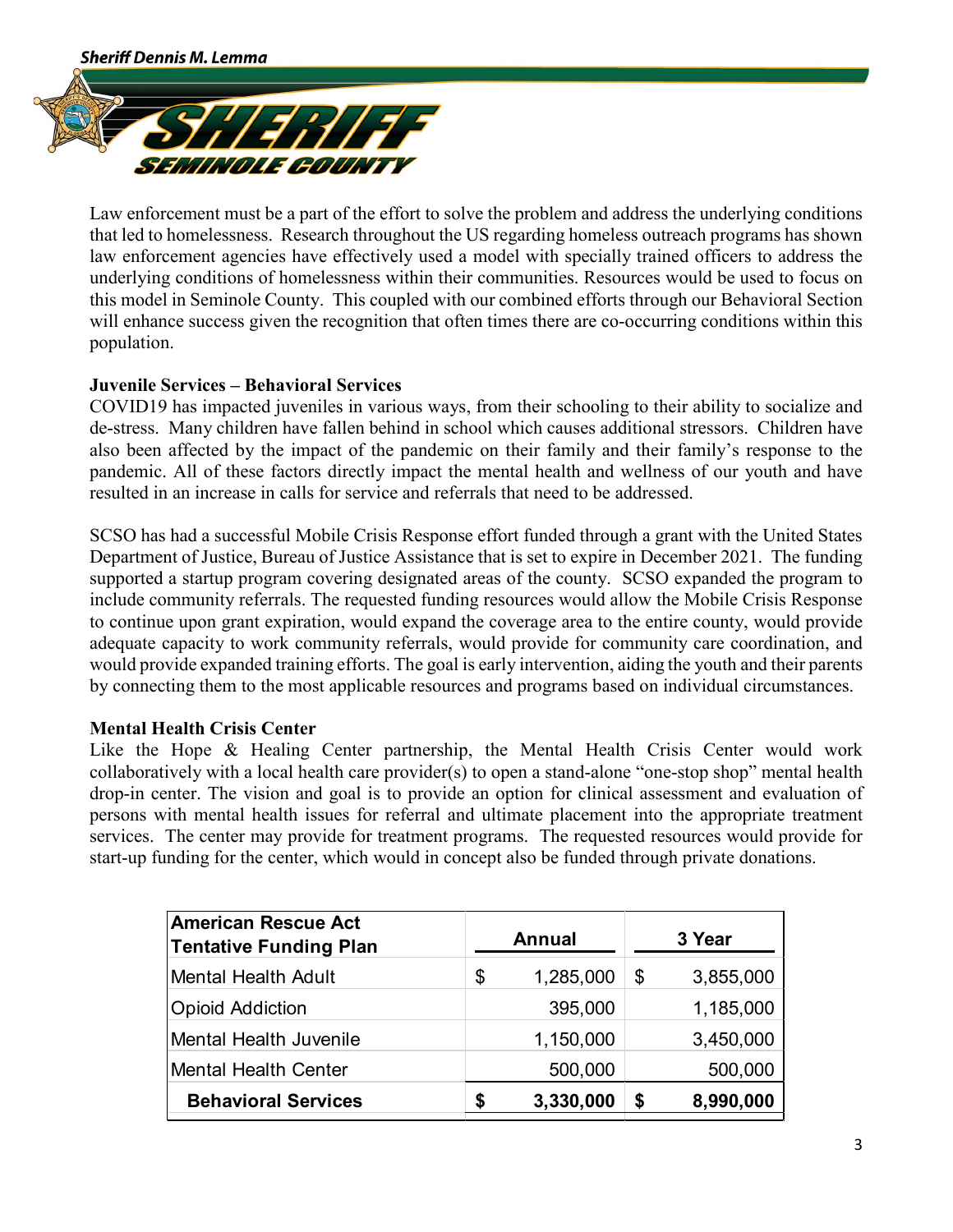Law enforcement must be a part of the effort to solve the problem and address the underlying conditions that led to homelessness. Research throughout the US regarding homeless outreach programs has shown law enforcement agencies have effectively used a model with specially trained officers to address the underlying conditions of homelessness within their communities. Resources would be used to focus on this model in Seminole County. This coupled with our combined efforts through our Behavioral Section will enhance success given the recognition that often times there are co-occurring conditions within this population.

**Juvenile Services – Behavioral Services**

COVID19 has impacted juveniles in various ways, from their schooling to their ability to socialize and de-stress. Many children have fallen behind in school which causes additional stressors. Children have also been affected by the impact of the pandemic on their family and their family's response to the pandemic. All of these factors directly impact the mental health and wellness of our youth and have resulted in an increase in calls for service and referrals that need to be addressed.

SCSO has had a successful Mobile Crisis Response effort funded through a grant with the United States Department of Justice, Bureau of Justice Assistance that is set to expire in December 2021. The funding supported a startup program covering designated areas of the county. SCSO expanded the program to include community referrals. The requested funding resources would allow the Mobile Crisis Response to continue upon grant expiration, would expand the coverage area to the entire county, would provide adequate capacity to work community referrals, would provide for community care coordination, and would provide expanded training efforts. The goal is early intervention, aiding the youth and their parents by connecting them to the most applicable resources and programs based on individual circumstances.

**Mental Health Crisis Center**

Like the Hope & Healing Center partnership, the Mental Health Crisis Center would work collaboratively with a local health care provider(s) to open a stand-alone "one-stop shop" mental health drop-in center. The vision and goal is to provide an option for clinical assessment and evaluation of persons with mental health issues for referral and ultimate placement into the appropriate treatment services. The center may provide for treatment programs. The requested resources would provide for start-up funding for the center, which would in concept also be funded through private donations.

| **American Rescue Act Tentative Funding Plan** | **Annual** | **3 Year** |
|---|---|---|
| Mental Health Adult | $ 1,285,000 | $ 3,855,000 |
| Opioid Addiction | 395,000 | 1,185,000 |
| Mental Health Juvenile | 1,150,000 | 3,450,000 |
| Mental Health Center | 500,000 | 500,000 |
| **Behavioral Services** | **$ 3,330,000** | **$ 8,990,000** |